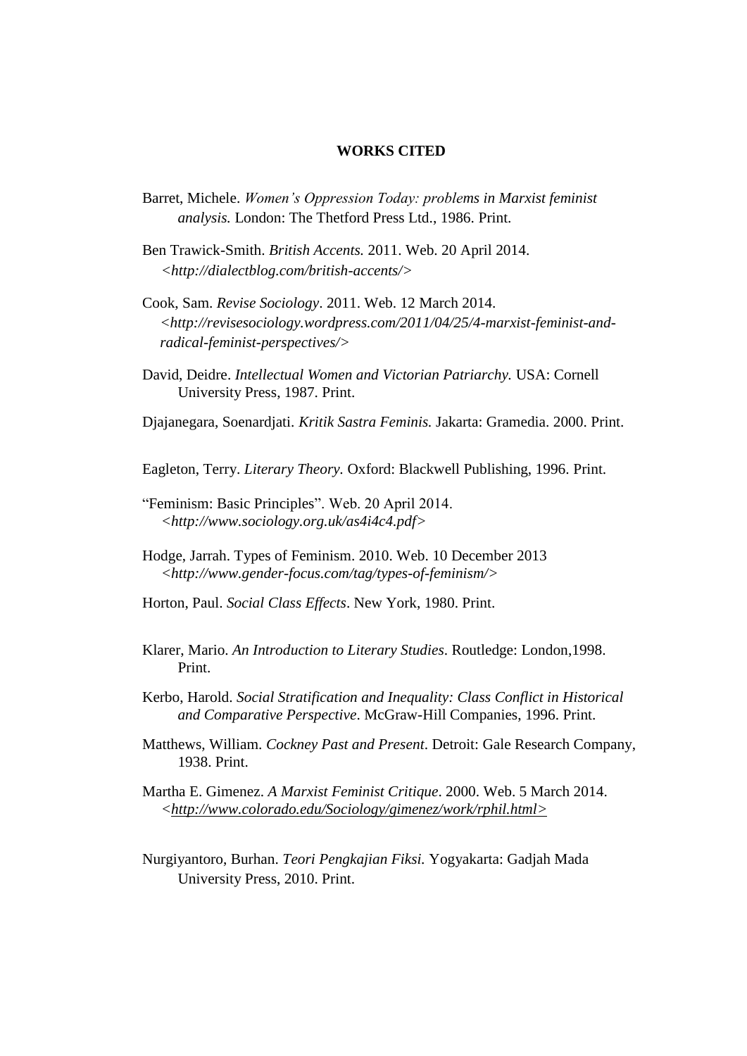# WORKS CITED

Barret, Michele. *Women's Oppression Today: problems in Marxist feminist analysis.* London: The Thetford Press Ltd., 1986. Print.

Ben Trawick-Smith. *British Accents.* 2011. Web. 20 April 2014. *<http://dialectblog.com/british-accents/>*

Cook, Sam. *Revise Sociology*. 2011. Web. 12 March 2014. *<http://revisesociology.wordpress.com/2011/04/25/4-marxist-feminist-and-radical-feminist-perspectives/>*

David, Deidre. *Intellectual Women and Victorian Patriarchy.* USA: Cornell University Press, 1987. Print.

Djajanegara, Soenardjati. *Kritik Sastra Feminis.* Jakarta: Gramedia. 2000. Print.

Eagleton, Terry. *Literary Theory.* Oxford: Blackwell Publishing, 1996. Print.

"Feminism: Basic Principles". Web. 20 April 2014. *<http://www.sociology.org.uk/as4i4c4.pdf>*

Hodge, Jarrah. Types of Feminism. 2010. Web. 10 December 2013 *<http://www.gender-focus.com/tag/types-of-feminism/>*

Horton, Paul. *Social Class Effects*. New York, 1980. Print.

Klarer, Mario. *An Introduction to Literary Studies*. Routledge: London,1998. Print.

Kerbo, Harold. *Social Stratification and Inequality: Class Conflict in Historical and Comparative Perspective*. McGraw-Hill Companies, 1996. Print.

Matthews, William. *Cockney Past and Present*. Detroit: Gale Research Company, 1938. Print.

Martha E. Gimenez. *A Marxist Feminist Critique*. 2000. Web. 5 March 2014. *<http://www.colorado.edu/Sociology/gimenez/work/rphil.html>*

Nurgiyantoro, Burhan. *Teori Pengkajian Fiksi.* Yogyakarta: Gadjah Mada University Press, 2010. Print.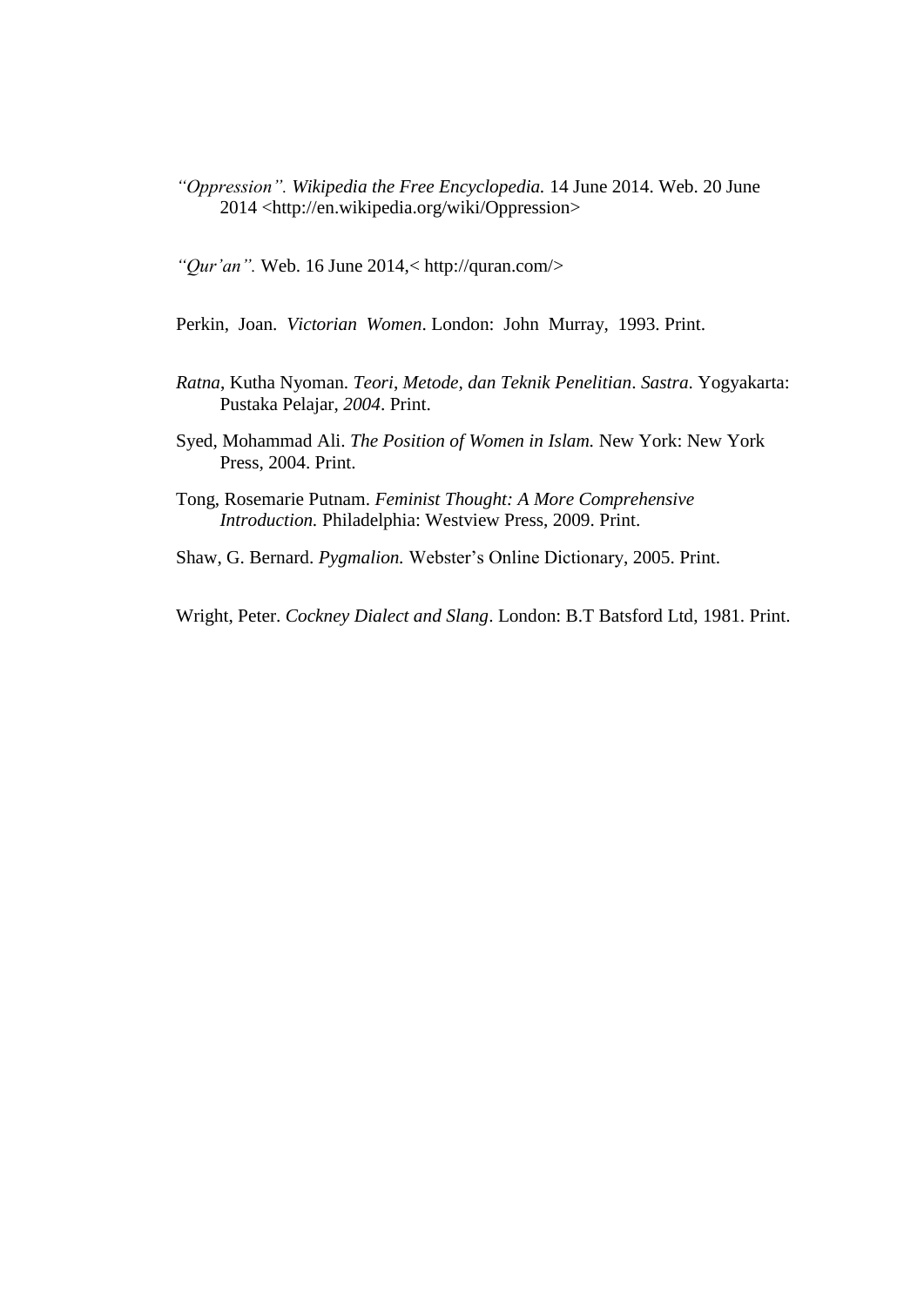*"Oppression". Wikipedia the Free Encyclopedia.* 14 June 2014. Web. 20 June 2014 <http://en.wikipedia.org/wiki/Oppression>

*"Qur'an".* Web. 16 June 2014,< http://quran.com/>

Perkin, Joan. *Victorian Women*. London: John Murray, 1993. Print.

*Ratna*, Kutha Nyoman. *Teori, Metode, dan Teknik Penelitian*. *Sastra*. Yogyakarta: Pustaka Pelajar, *2004*. Print.

Syed, Mohammad Ali. *The Position of Women in Islam.* New York: New York Press, 2004. Print.

Tong, Rosemarie Putnam. *Feminist Thought: A More Comprehensive Introduction.* Philadelphia: Westview Press, 2009. Print.

Shaw, G. Bernard. *Pygmalion.* Webster's Online Dictionary, 2005. Print.

Wright, Peter. *Cockney Dialect and Slang*. London: B.T Batsford Ltd, 1981. Print.